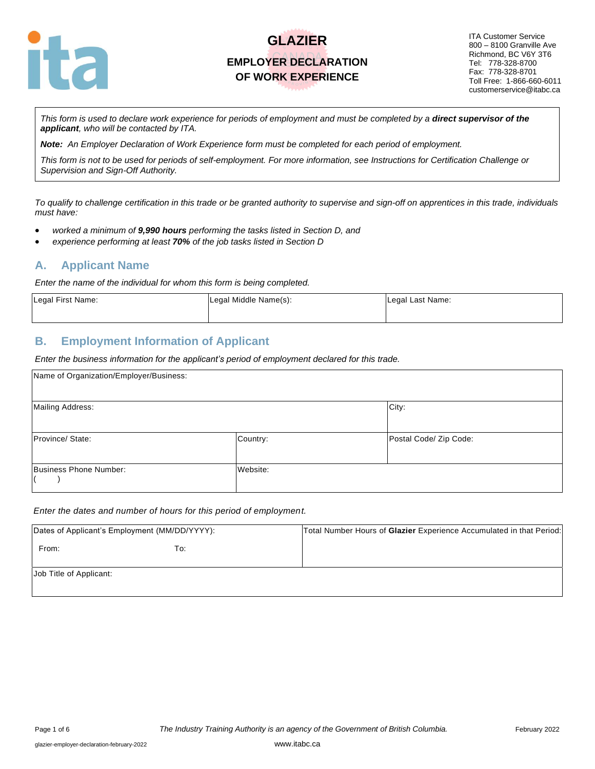# GLAZIER

## EMPLOYER DECLARATION OF WORK EXPERIENCE

ITA Customer Service
800 – 8100 Granville Ave
Richmond, BC V6Y 3T6
Tel: 778-328-8700
Fax: 778-328-8701
Toll Free: 1-866-660-6011
customerservice@itabc.ca

*This form is used to declare work experience for periods of employment and must be completed by a **direct supervisor of the applicant**, who will be contacted by ITA.*

***Note:** An Employer Declaration of Work Experience form must be completed for each period of employment.*

*This form is not to be used for periods of self-employment. For more information, see Instructions for Certification Challenge or Supervision and Sign-Off Authority.*

*To qualify to challenge certification in this trade or be granted authority to supervise and sign-off on apprentices in this trade, individuals must have:*

- *worked a minimum of **9,990 hours** performing the tasks listed in Section D, and*
- *experience performing at least **70%** of the job tasks listed in Section D*

## A. Applicant Name

*Enter the name of the individual for whom this form is being completed.*

| Legal First Name: | Legal Middle Name(s): | Legal Last Name: |
|---|---|---|
| | | |

## B. Employment Information of Applicant

*Enter the business information for the applicant's period of employment declared for this trade.*

| Name of Organization/Employer/Business: | | |
|---|---|---|
| Mailing Address: | | City: |
| Province/ State: | Country: | Postal Code/ Zip Code: |
| Business Phone Number: ( ) | Website: | |

*Enter the dates and number of hours for this period of employment.*

| Dates of Applicant's Employment (MM/DD/YYYY): From: To: | Total Number Hours of **Glazier** Experience Accumulated in that Period: |
|---|---|
| Job Title of Applicant: | |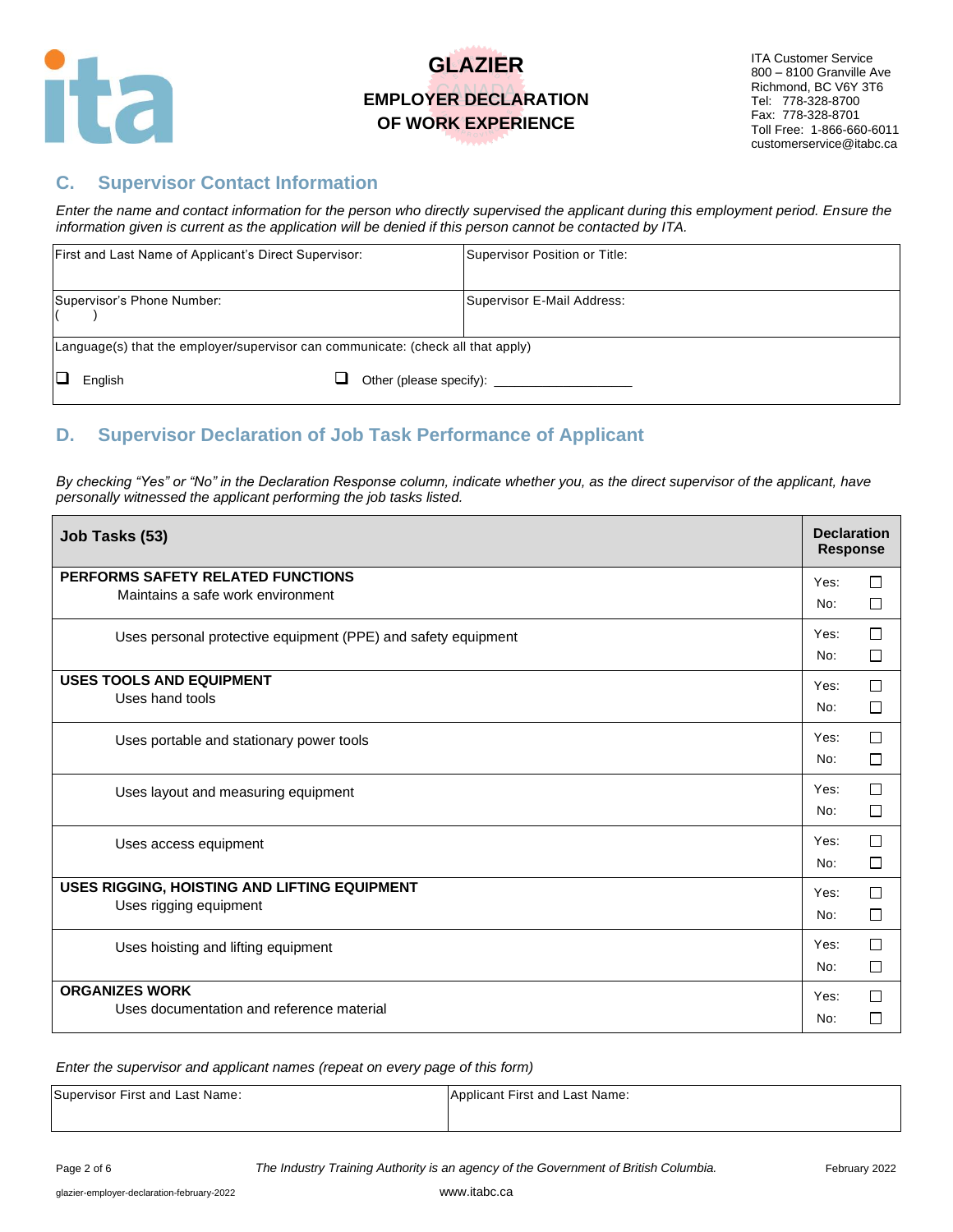# GLAZIER

**EMPLOYER DECLARATION OF WORK EXPERIENCE**

ITA Customer Service
800 – 8100 Granville Ave
Richmond, BC V6Y 3T6
Tel: 778-328-8700
Fax: 778-328-8701
Toll Free: 1-866-660-6011
customerservice@itabc.ca

## C. Supervisor Contact Information

*Enter the name and contact information for the person who directly supervised the applicant during this employment period. Ensure the information given is current as the application will be denied if this person cannot be contacted by ITA.*

| First and Last Name of Applicant's Direct Supervisor: | Supervisor Position or Title: |
|---|---|
| Supervisor's Phone Number: ( ) | Supervisor E-Mail Address: |
| Language(s) that the employer/supervisor can communicate: (check all that apply) ❑ English ❑ Other (please specify): __________________ | |

## D. Supervisor Declaration of Job Task Performance of Applicant

*By checking "Yes" or "No" in the Declaration Response column, indicate whether you, as the direct supervisor of the applicant, have personally witnessed the applicant performing the job tasks listed.*

| Job Tasks (53) | Declaration Response |
|---|---|
| **PERFORMS SAFETY RELATED FUNCTIONS** Maintains a safe work environment | Yes: ☐ No: ☐ |
| Uses personal protective equipment (PPE) and safety equipment | Yes: ☐ No: ☐ |
| **USES TOOLS AND EQUIPMENT** Uses hand tools | Yes: ☐ No: ☐ |
| Uses portable and stationary power tools | Yes: ☐ No: ☐ |
| Uses layout and measuring equipment | Yes: ☐ No: ☐ |
| Uses access equipment | Yes: ☐ No: ☐ |
| **USES RIGGING, HOISTING AND LIFTING EQUIPMENT** Uses rigging equipment | Yes: ☐ No: ☐ |
| Uses hoisting and lifting equipment | Yes: ☐ No: ☐ |
| **ORGANIZES WORK** Uses documentation and reference material | Yes: ☐ No: ☐ |

*Enter the supervisor and applicant names (repeat on every page of this form)*

| Supervisor First and Last Name: | Applicant First and Last Name: |
|---|---|
| | |

*The Industry Training Authority is an agency of the Government of British Columbia.*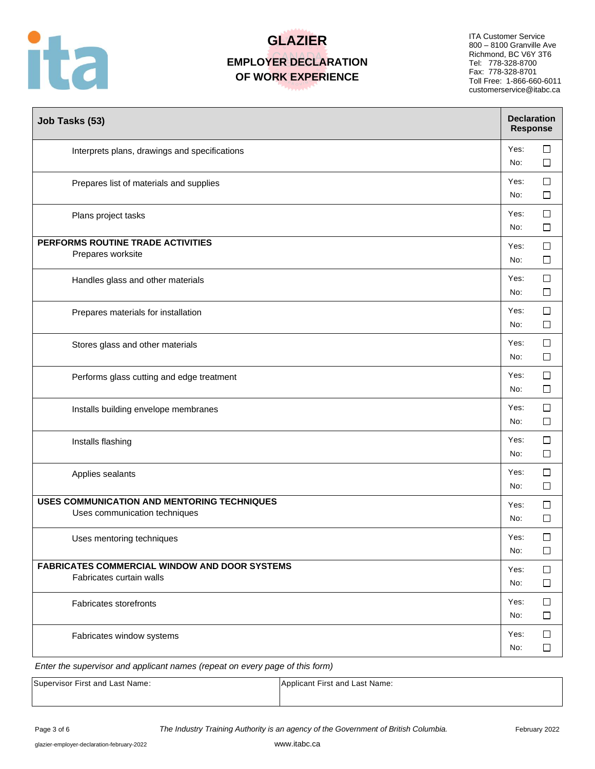# GLAZIER

## EMPLOYER DECLARATION OF WORK EXPERIENCE

ITA Customer Service
800 – 8100 Granville Ave
Richmond, BC V6Y 3T6
Tel: 778-328-8700
Fax: 778-328-8701
Toll Free: 1-866-660-6011
customerservice@itabc.ca

| Job Tasks (53) | Declaration Response |
|---|---|
| Interprets plans, drawings and specifications | Yes: ☐ No: ☐ |
| Prepares list of materials and supplies | Yes: ☐ No: ☐ |
| Plans project tasks | Yes: ☐ No: ☐ |
| **PERFORMS ROUTINE TRADE ACTIVITIES** Prepares worksite | Yes: ☐ No: ☐ |
| Handles glass and other materials | Yes: ☐ No: ☐ |
| Prepares materials for installation | Yes: ☐ No: ☐ |
| Stores glass and other materials | Yes: ☐ No: ☐ |
| Performs glass cutting and edge treatment | Yes: ☐ No: ☐ |
| Installs building envelope membranes | Yes: ☐ No: ☐ |
| Installs flashing | Yes: ☐ No: ☐ |
| Applies sealants | Yes: ☐ No: ☐ |
| **USES COMMUNICATION AND MENTORING TECHNIQUES** Uses communication techniques | Yes: ☐ No: ☐ |
| Uses mentoring techniques | Yes: ☐ No: ☐ |
| **FABRICATES COMMERCIAL WINDOW AND DOOR SYSTEMS** Fabricates curtain walls | Yes: ☐ No: ☐ |
| Fabricates storefronts | Yes: ☐ No: ☐ |
| Fabricates window systems | Yes: ☐ No: ☐ |

*Enter the supervisor and applicant names (repeat on every page of this form)*

| Supervisor First and Last Name: | Applicant First and Last Name: |
|---|---|
| | |

*The Industry Training Authority is an agency of the Government of British Columbia.*

February 2022

glazier-employer-declaration-february-2022

www.itabc.ca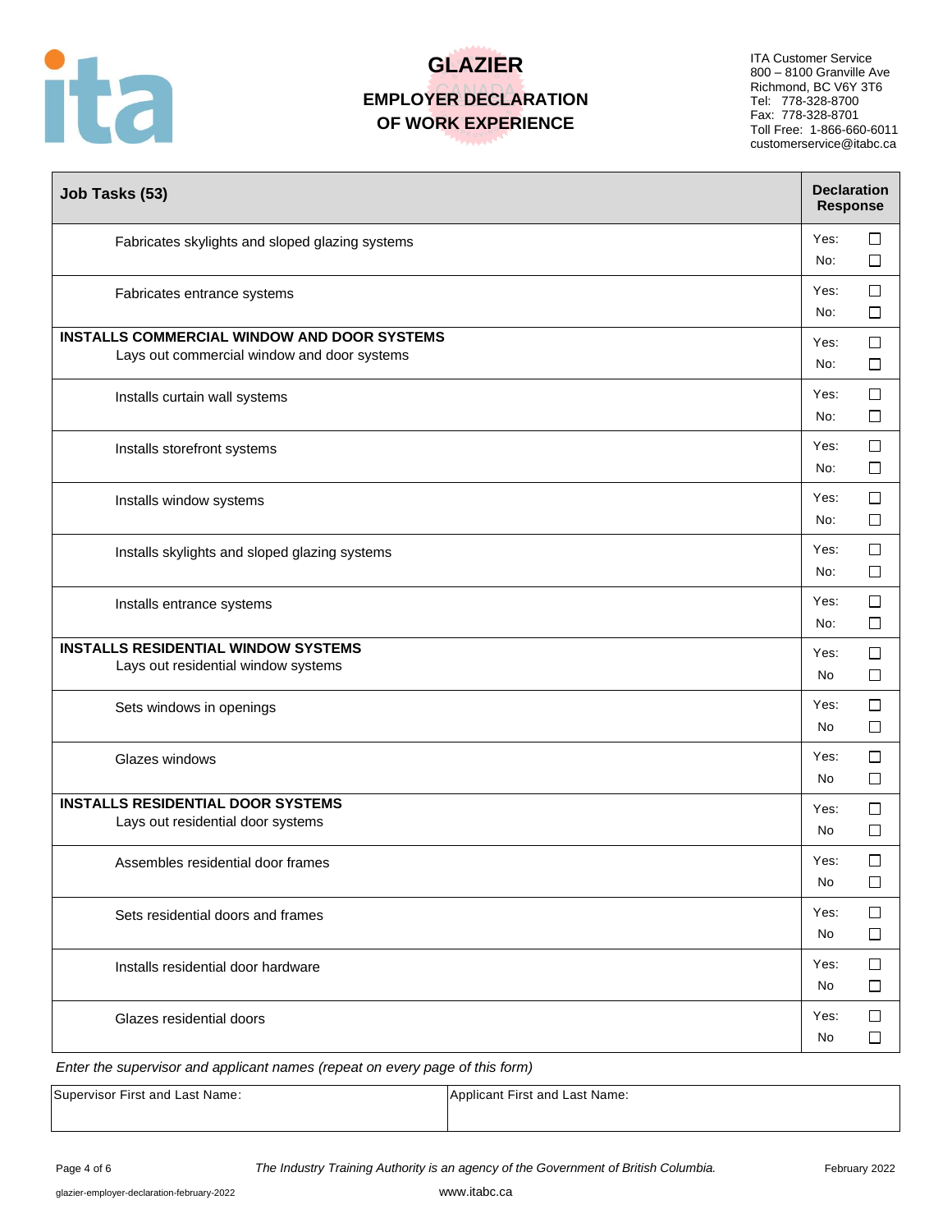# GLAZIER

## EMPLOYER DECLARATION OF WORK EXPERIENCE

ITA Customer Service
800 – 8100 Granville Ave
Richmond, BC V6Y 3T6
Tel: 778-328-8700
Fax: 778-328-8701
Toll Free: 1-866-660-6011
customerservice@itabc.ca

| Job Tasks (53) | Declaration Response |
|---|---|
| Fabricates skylights and sloped glazing systems | Yes: ☐ No: ☐ |
| Fabricates entrance systems | Yes: ☐ No: ☐ |
| **INSTALLS COMMERCIAL WINDOW AND DOOR SYSTEMS** Lays out commercial window and door systems | Yes: ☐ No: ☐ |
| Installs curtain wall systems | Yes: ☐ No: ☐ |
| Installs storefront systems | Yes: ☐ No: ☐ |
| Installs window systems | Yes: ☐ No: ☐ |
| Installs skylights and sloped glazing systems | Yes: ☐ No: ☐ |
| Installs entrance systems | Yes: ☐ No: ☐ |
| **INSTALLS RESIDENTIAL WINDOW SYSTEMS** Lays out residential window systems | Yes: ☐ No ☐ |
| Sets windows in openings | Yes: ☐ No ☐ |
| Glazes windows | Yes: ☐ No ☐ |
| **INSTALLS RESIDENTIAL DOOR SYSTEMS** Lays out residential door systems | Yes: ☐ No ☐ |
| Assembles residential door frames | Yes: ☐ No ☐ |
| Sets residential doors and frames | Yes: ☐ No ☐ |
| Installs residential door hardware | Yes: ☐ No ☐ |
| Glazes residential doors | Yes: ☐ No ☐ |

*Enter the supervisor and applicant names (repeat on every page of this form)*

| Supervisor First and Last Name: | Applicant First and Last Name: |
|---|---|
| | |

*The Industry Training Authority is an agency of the Government of British Columbia.*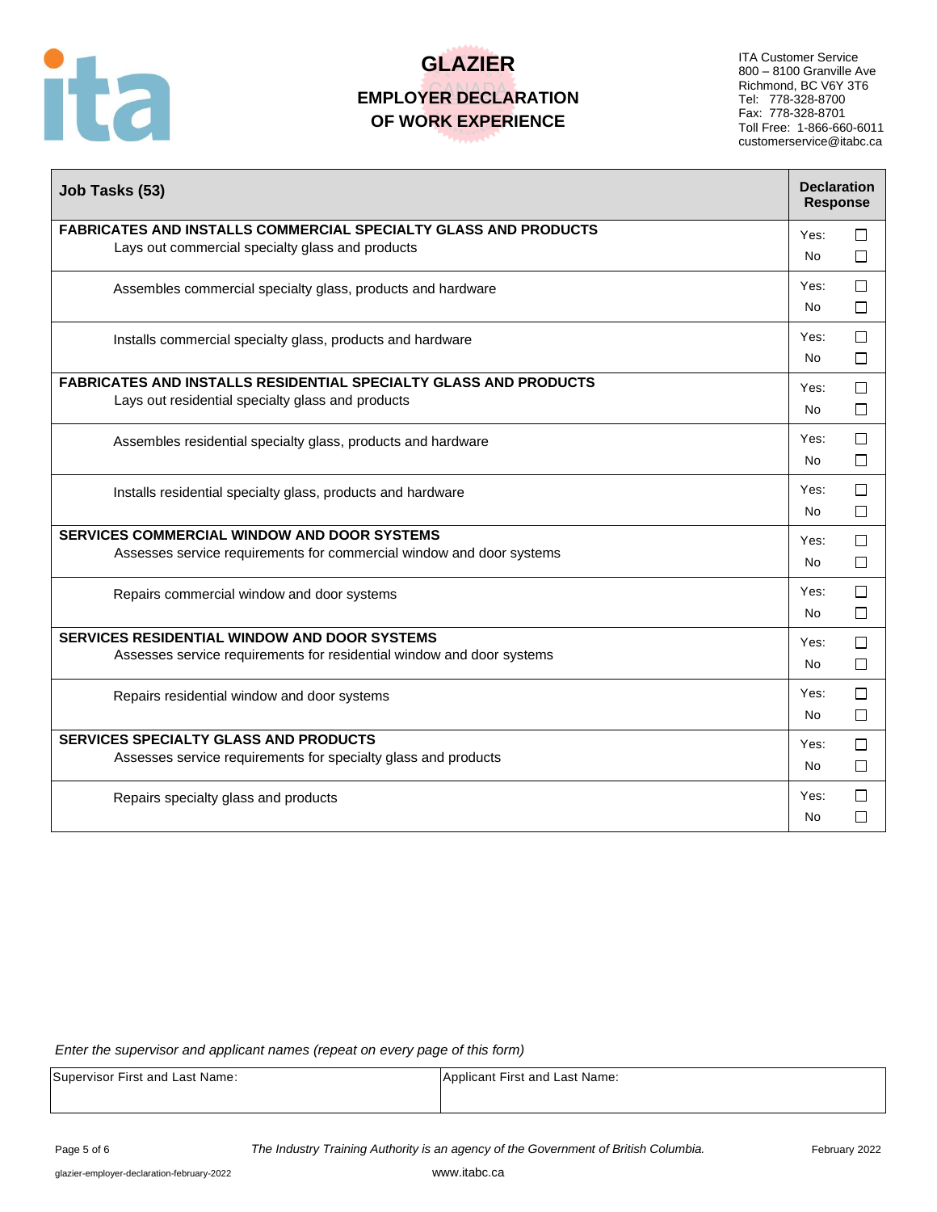# GLAZIER

## EMPLOYER DECLARATION OF WORK EXPERIENCE

ITA Customer Service
800 – 8100 Granville Ave
Richmond, BC V6Y 3T6
Tel: 778-328-8700
Fax: 778-328-8701
Toll Free: 1-866-660-6011
customerservice@itabc.ca

| Job Tasks (53) | Declaration Response |
|---|---|
| **FABRICATES AND INSTALLS COMMERCIAL SPECIALTY GLASS AND PRODUCTS**<br>Lays out commercial specialty glass and products | Yes: ☐<br>No ☐ |
| Assembles commercial specialty glass, products and hardware | Yes: ☐<br>No ☐ |
| Installs commercial specialty glass, products and hardware | Yes: ☐<br>No ☐ |
| **FABRICATES AND INSTALLS RESIDENTIAL SPECIALTY GLASS AND PRODUCTS**<br>Lays out residential specialty glass and products | Yes: ☐<br>No ☐ |
| Assembles residential specialty glass, products and hardware | Yes: ☐<br>No ☐ |
| Installs residential specialty glass, products and hardware | Yes: ☐<br>No ☐ |
| **SERVICES COMMERCIAL WINDOW AND DOOR SYSTEMS**<br>Assesses service requirements for commercial window and door systems | Yes: ☐<br>No ☐ |
| Repairs commercial window and door systems | Yes: ☐<br>No ☐ |
| **SERVICES RESIDENTIAL WINDOW AND DOOR SYSTEMS**<br>Assesses service requirements for residential window and door systems | Yes: ☐<br>No ☐ |
| Repairs residential window and door systems | Yes: ☐<br>No ☐ |
| **SERVICES SPECIALTY GLASS AND PRODUCTS**<br>Assesses service requirements for specialty glass and products | Yes: ☐<br>No ☐ |
| Repairs specialty glass and products | Yes: ☐<br>No ☐ |

*Enter the supervisor and applicant names (repeat on every page of this form)*

| Supervisor First and Last Name: | Applicant First and Last Name: |
|---|---|
| | |

*The Industry Training Authority is an agency of the Government of British Columbia.*

www.itabc.ca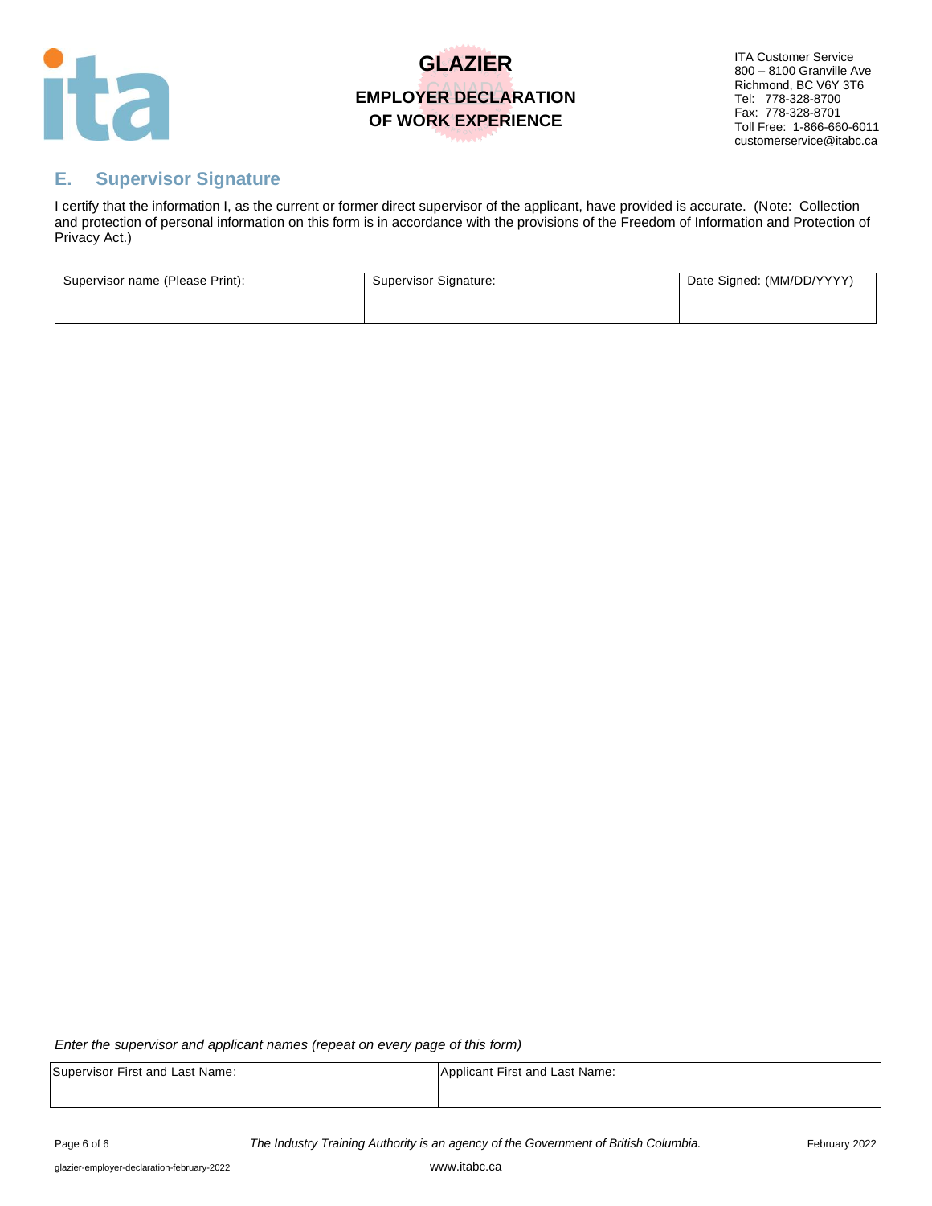## E. Supervisor Signature

I certify that the information I, as the current or former direct supervisor of the applicant, have provided is accurate. (Note: Collection and protection of personal information on this form is in accordance with the provisions of the Freedom of Information and Protection of Privacy Act.)

| Supervisor name (Please Print): | Supervisor Signature: | Date Signed: (MM/DD/YYYY) |
|---|---|---|
| | | |

*Enter the supervisor and applicant names (repeat on every page of this form)*

| Supervisor First and Last Name: | Applicant First and Last Name: |
|---|---|
| | |